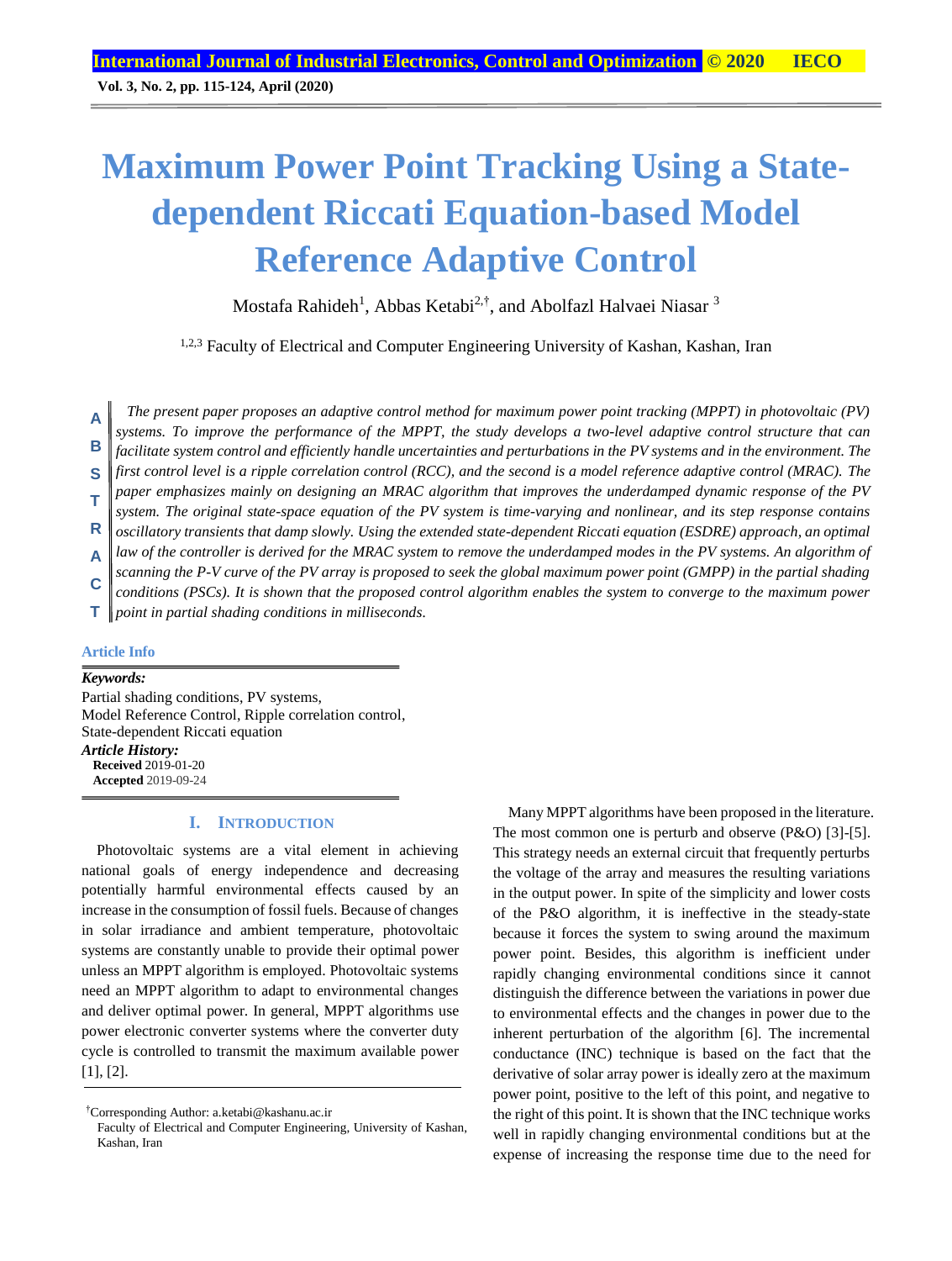# Maximum Power Point Tracking Using a State-dependent Riccati Equation-based Model Reference Adaptive Control

Mostafa Rahideh[1], Abbas Ketabi[2,†], and Abolfazl Halvaei Niasar [3]

[1,2,3] Faculty of Electrical and Computer Engineering University of Kashan, Kashan, Iran

**ABSTRACT**

*The present paper proposes an adaptive control method for maximum power point tracking (MPPT) in photovoltaic (PV) systems. To improve the performance of the MPPT, the study develops a two-level adaptive control structure that can facilitate system control and efficiently handle uncertainties and perturbations in the PV systems and in the environment. The first control level is a ripple correlation control (RCC), and the second is a model reference adaptive control (MRAC). The paper emphasizes mainly on designing an MRAC algorithm that improves the underdamped dynamic response of the PV system. The original state-space equation of the PV system is time-varying and nonlinear, and its step response contains oscillatory transients that damp slowly. Using the extended state-dependent Riccati equation (ESDRE) approach, an optimal law of the controller is derived for the MRAC system to remove the underdamped modes in the PV systems. An algorithm of scanning the P-V curve of the PV array is proposed to seek the global maximum power point (GMPP) in the partial shading conditions (PSCs). It is shown that the proposed control algorithm enables the system to converge to the maximum power point in partial shading conditions in milliseconds.*

**Article Info**

***Keywords:***
Partial shading conditions, PV systems, Model Reference Control, Ripple correlation control, State-dependent Riccati equation

***Article History:***
**Received** 2019-01-20
**Accepted** 2019-09-24

## I. INTRODUCTION

Photovoltaic systems are a vital element in achieving national goals of energy independence and decreasing potentially harmful environmental effects caused by an increase in the consumption of fossil fuels. Because of changes in solar irradiance and ambient temperature, photovoltaic systems are constantly unable to provide their optimal power unless an MPPT algorithm is employed. Photovoltaic systems need an MPPT algorithm to adapt to environmental changes and deliver optimal power. In general, MPPT algorithms use power electronic converter systems where the converter duty cycle is controlled to transmit the maximum available power [1], [2].

Many MPPT algorithms have been proposed in the literature. The most common one is perturb and observe (P&O) [3]-[5]. This strategy needs an external circuit that frequently perturbs the voltage of the array and measures the resulting variations in the output power. In spite of the simplicity and lower costs of the P&O algorithm, it is ineffective in the steady-state because it forces the system to swing around the maximum power point. Besides, this algorithm is inefficient under rapidly changing environmental conditions since it cannot distinguish the difference between the variations in power due to environmental effects and the changes in power due to the inherent perturbation of the algorithm [6]. The incremental conductance (INC) technique is based on the fact that the derivative of solar array power is ideally zero at the maximum power point, positive to the left of this point, and negative to the right of this point. It is shown that the INC technique works well in rapidly changing environmental conditions but at the expense of increasing the response time due to the need for

†Corresponding Author: a.ketabi@kashanu.ac.ir
Faculty of Electrical and Computer Engineering, University of Kashan, Kashan, Iran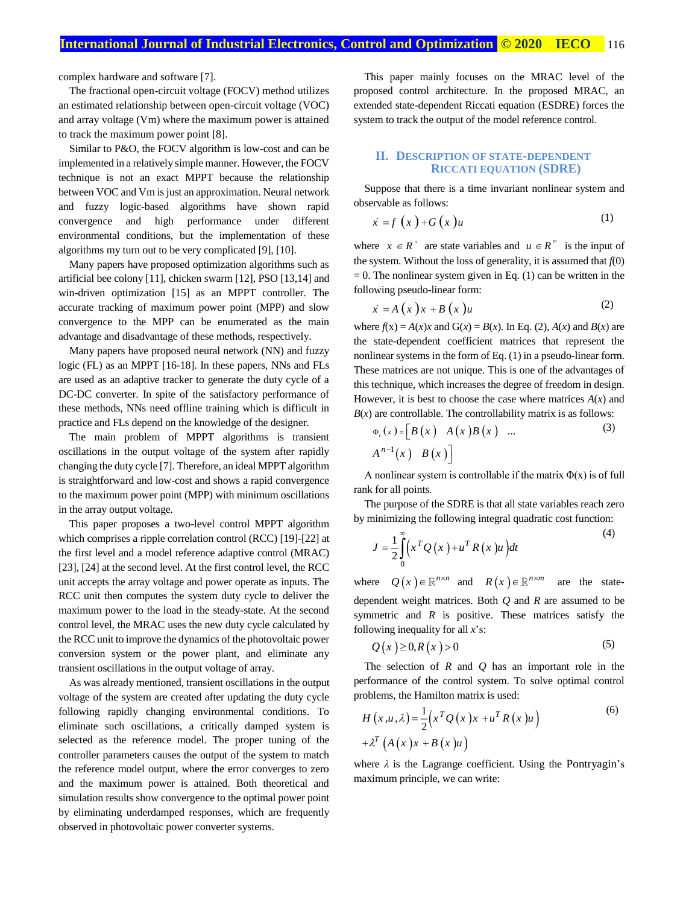complex hardware and software [7].

The fractional open-circuit voltage (FOCV) method utilizes an estimated relationship between open-circuit voltage (VOC) and array voltage (Vm) where the maximum power is attained to track the maximum power point [8].

Similar to P&O, the FOCV algorithm is low-cost and can be implemented in a relatively simple manner. However, the FOCV technique is not an exact MPPT because the relationship between VOC and Vm is just an approximation. Neural network and fuzzy logic-based algorithms have shown rapid convergence and high performance under different environmental conditions, but the implementation of these algorithms my turn out to be very complicated [9], [10].

Many papers have proposed optimization algorithms such as artificial bee colony [11], chicken swarm [12], PSO [13,14] and win-driven optimization [15] as an MPPT controller. The accurate tracking of maximum power point (MPP) and slow convergence to the MPP can be enumerated as the main advantage and disadvantage of these methods, respectively.

Many papers have proposed neural network (NN) and fuzzy logic (FL) as an MPPT [16-18]. In these papers, NNs and FLs are used as an adaptive tracker to generate the duty cycle of a DC-DC converter. In spite of the satisfactory performance of these methods, NNs need offline training which is difficult in practice and FLs depend on the knowledge of the designer.

The main problem of MPPT algorithms is transient oscillations in the output voltage of the system after rapidly changing the duty cycle [7]. Therefore, an ideal MPPT algorithm is straightforward and low-cost and shows a rapid convergence to the maximum power point (MPP) with minimum oscillations in the array output voltage.

This paper proposes a two-level control MPPT algorithm which comprises a ripple correlation control (RCC) [19]-[22] at the first level and a model reference adaptive control (MRAC) [23], [24] at the second level. At the first control level, the RCC unit accepts the array voltage and power operate as inputs. The RCC unit then computes the system duty cycle to deliver the maximum power to the load in the steady-state. At the second control level, the MRAC uses the new duty cycle calculated by the RCC unit to improve the dynamics of the photovoltaic power conversion system or the power plant, and eliminate any transient oscillations in the output voltage of array.

As was already mentioned, transient oscillations in the output voltage of the system are created after updating the duty cycle following rapidly changing environmental conditions. To eliminate such oscillations, a critically damped system is selected as the reference model. The proper tuning of the controller parameters causes the output of the system to match the reference model output, where the error converges to zero and the maximum power is attained. Both theoretical and simulation results show convergence to the optimal power point by eliminating underdamped responses, which are frequently observed in photovoltaic power converter systems.

This paper mainly focuses on the MRAC level of the proposed control architecture. In the proposed MRAC, an extended state-dependent Riccati equation (ESDRE) forces the system to track the output of the model reference control.

## II. Description of State-Dependent Riccati Equation (SDRE)

Suppose that there is a time invariant nonlinear system and observable as follows:

$$\dot{x} = f(x) + G(x)u \tag{1}$$

where $x \in R^n$ are state variables and $u \in R^m$ is the input of the system. Without the loss of generality, it is assumed that $f(0) = 0$. The nonlinear system given in Eq. (1) can be written in the following pseudo-linear form:

$$\dot{x} = A(x)x + B(x)u \tag{2}$$

where $f(x) = A(x)x$ and $G(x) = B(x)$. In Eq. (2), $A(x)$ and $B(x)$ are the state-dependent coefficient matrices that represent the nonlinear systems in the form of Eq. (1) in a pseudo-linear form. These matrices are not unique. This is one of the advantages of this technique, which increases the degree of freedom in design. However, it is best to choose the case where matrices $A(x)$ and $B(x)$ are controllable. The controllability matrix is as follows:

$$\Phi_c(x) = \begin{bmatrix} B(x) & A(x)B(x) & \dots & A^{n-1}(x) & B(x) \end{bmatrix} \tag{3}$$

A nonlinear system is controllable if the matrix $\Phi(x)$ is of full rank for all points.

The purpose of the SDRE is that all state variables reach zero by minimizing the following integral quadratic cost function:

$$J = \frac{1}{2}\int_0^\infty \left(x^T Q(x) + u^T R(x)u\right)dt \tag{4}$$

where $Q(x) \in \mathbb{R}^{n\times n}$ and $R(x) \in \mathbb{R}^{n\times m}$ are the state-dependent weight matrices. Both $Q$ and $R$ are assumed to be symmetric and $R$ is positive. These matrices satisfy the following inequality for all $x$'s:

$$Q(x) \geq 0, R(x) > 0 \tag{5}$$

The selection of $R$ and $Q$ has an important role in the performance of the control system. To solve optimal control problems, the Hamilton matrix is used:

$$H(x,u,\lambda) = \frac{1}{2}\left(x^T Q(x)x + u^T R(x)u\right) + \lambda^T\left(A(x)x + B(x)u\right) \tag{6}$$

where $\lambda$ is the Lagrange coefficient. Using the Pontryagin's maximum principle, we can write: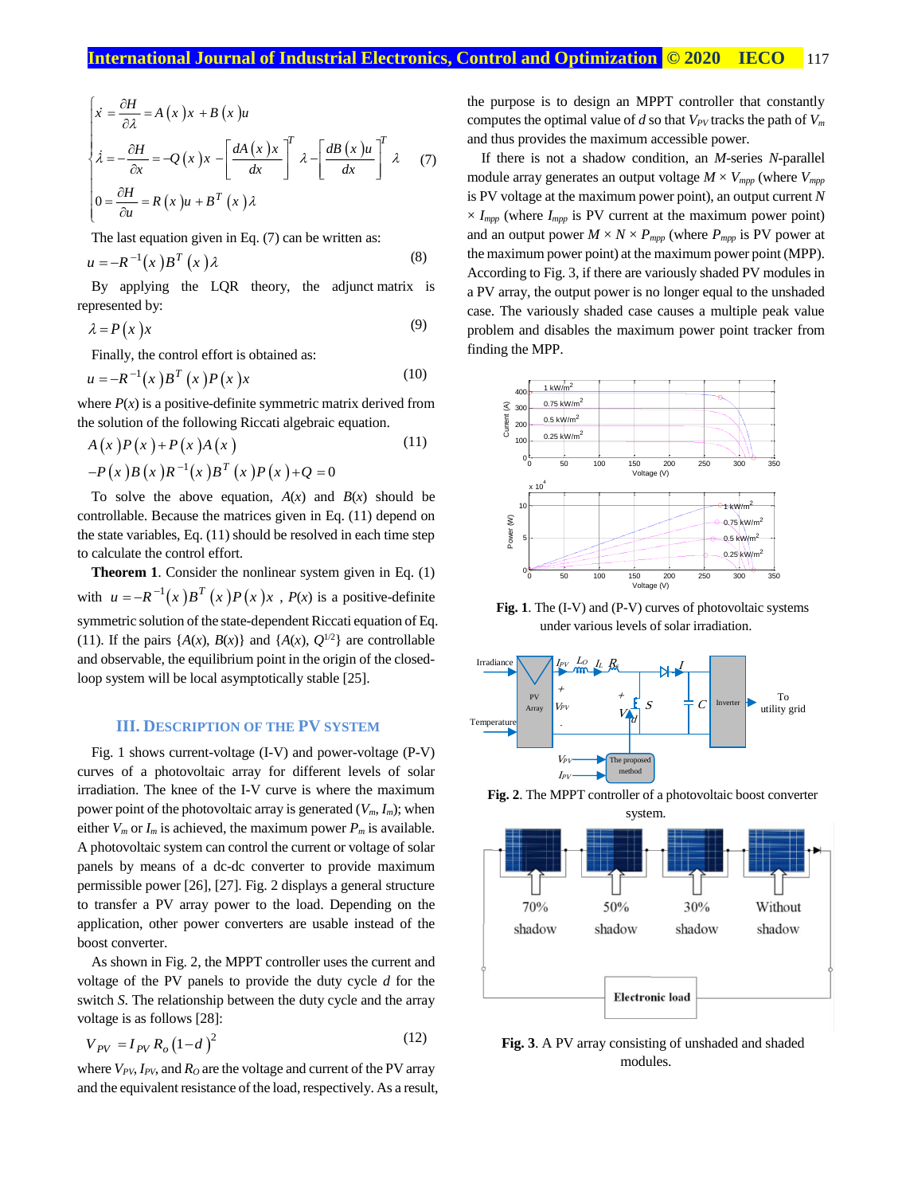$$\begin{cases} \dot{x} = \dfrac{\partial H}{\partial \lambda} = A(x)x + B(x)u \\ \dot{\lambda} = -\dfrac{\partial H}{\partial x} = -Q(x)x - \left[\dfrac{dA(x)x}{dx}\right]^T \lambda - \left[\dfrac{dB(x)u}{dx}\right]^T \lambda \\ 0 = \dfrac{\partial H}{\partial u} = R(x)u + B^T(x)\lambda \end{cases} \quad (7)$$

The last equation given in Eq. (7) can be written as:

$$u = -R^{-1}(x)B^T(x)\lambda \quad (8)$$

By applying the LQR theory, the adjunct matrix is represented by:

$$\lambda = P(x)x \quad (9)$$

Finally, the control effort is obtained as:

$$u = -R^{-1}(x)B^T(x)P(x)x \quad (10)$$

where $P(x)$ is a positive-definite symmetric matrix derived from the solution of the following Riccati algebraic equation.

$$A(x)P(x) + P(x)A(x) - P(x)B(x)R^{-1}(x)B^T(x)P(x) + Q = 0 \quad (11)$$

To solve the above equation, $A(x)$ and $B(x)$ should be controllable. Because the matrices given in Eq. (11) depend on the state variables, Eq. (11) should be resolved in each time step to calculate the control effort.

**Theorem 1**. Consider the nonlinear system given in Eq. (1) with $u = -R^{-1}(x)B^T(x)P(x)x$, $P(x)$ is a positive-definite symmetric solution of the state-dependent Riccati equation of Eq. (11). If the pairs $\{A(x), B(x)\}$ and $\{A(x), Q^{1/2}\}$ are controllable and observable, the equilibrium point in the origin of the closed-loop system will be local asymptotically stable [25].

## III. Description of the PV System

Fig. 1 shows current-voltage (I-V) and power-voltage (P-V) curves of a photovoltaic array for different levels of solar irradiation. The knee of the I-V curve is where the maximum power point of the photovoltaic array is generated ($V_m$, $I_m$); when either $V_m$ or $I_m$ is achieved, the maximum power $P_m$ is available. A photovoltaic system can control the current or voltage of solar panels by means of a dc-dc converter to provide maximum permissible power [26], [27]. Fig. 2 displays a general structure to transfer a PV array power to the load. Depending on the application, other power converters are usable instead of the boost converter.

As shown in Fig. 2, the MPPT controller uses the current and voltage of the PV panels to provide the duty cycle $d$ for the switch $S$. The relationship between the duty cycle and the array voltage is as follows [28]:

$$V_{PV} = I_{PV} R_o (1-d)^2 \quad (12)$$

where $V_{PV}$, $I_{PV}$, and $R_O$ are the voltage and current of the PV array and the equivalent resistance of the load, respectively. As a result, the purpose is to design an MPPT controller that constantly computes the optimal value of $d$ so that $V_{PV}$ tracks the path of $V_m$ and thus provides the maximum accessible power.

If there is not a shadow condition, an $M$-series $N$-parallel module array generates an output voltage $M \times V_{mpp}$ (where $V_{mpp}$ is PV voltage at the maximum power point), an output current $N \times I_{mpp}$ (where $I_{mpp}$ is PV current at the maximum power point) and an output power $M \times N \times P_{mpp}$ (where $P_{mpp}$ is PV power at the maximum power point) at the maximum power point (MPP). According to Fig. 3, if there are variously shaded PV modules in a PV array, the output power is no longer equal to the unshaded case. The variously shaded case causes a multiple peak value problem and disables the maximum power point tracker from finding the MPP.

**Fig. 1**. The (I-V) and (P-V) curves of photovoltaic systems under various levels of solar irradiation.

**Fig. 2**. The MPPT controller of a photovoltaic boost converter system.

**Fig. 3**. A PV array consisting of unshaded and shaded modules.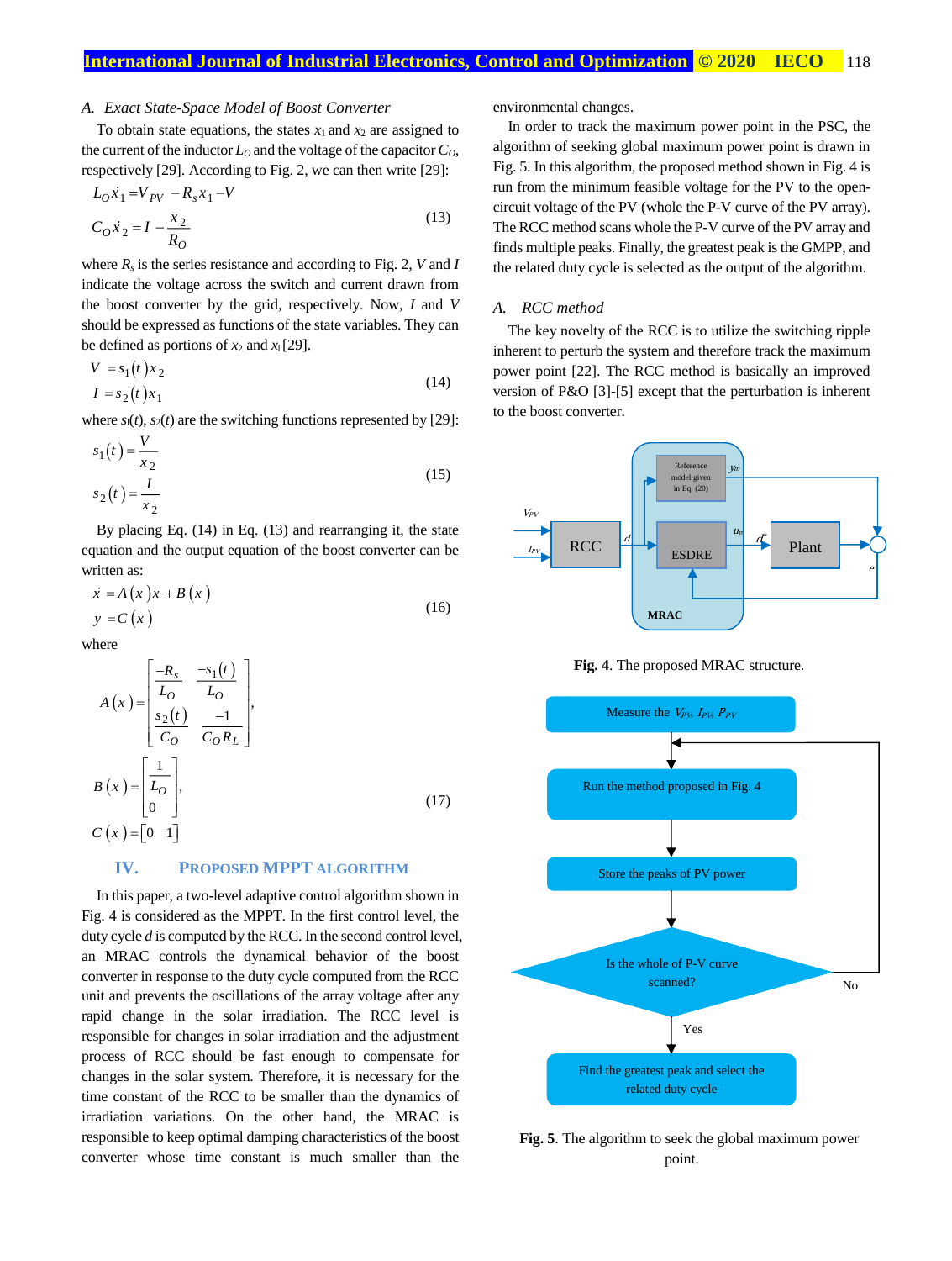### A. Exact State-Space Model of Boost Converter

To obtain state equations, the states $x_1$ and $x_2$ are assigned to the current of the inductor $L_O$ and the voltage of the capacitor $C_O$, respectively [29]. According to Fig. 2, we can then write [29]:

$$
\begin{aligned}
L_O \dot{x}_1 &= V_{PV} - R_s x_1 - V \\
C_O \dot{x}_2 &= I - \frac{x_2}{R_O}
\end{aligned}
\tag{13}
$$

where $R_s$ is the series resistance and according to Fig. 2, $V$ and $I$ indicate the voltage across the switch and current drawn from the boost converter by the grid, respectively. Now, $I$ and $V$ should be expressed as functions of the state variables. They can be defined as portions of $x_2$ and $x_1$ [29].

$$
\begin{aligned}
V &= s_1(t) x_2 \\
I &= s_2(t) x_1
\end{aligned}
\tag{14}
$$

where $s_1(t)$, $s_2(t)$ are the switching functions represented by [29]:

$$
\begin{aligned}
s_1(t) &= \frac{V}{x_2} \\
s_2(t) &= \frac{I}{x_2}
\end{aligned}
\tag{15}
$$

By placing Eq. (14) in Eq. (13) and rearranging it, the state equation and the output equation of the boost converter can be written as:

$$
\begin{aligned}
\dot{x} &= A(x)x + B(x) \\
y &= C(x)
\end{aligned}
\tag{16}
$$

where

$$
A(x) = \begin{bmatrix} \dfrac{-R_s}{L_O} & \dfrac{-s_1(t)}{L_O} \\ \dfrac{s_2(t)}{C_O} & \dfrac{-1}{C_O R_L} \end{bmatrix},
\quad
B(x) = \begin{bmatrix} \dfrac{1}{L_O} \\ 0 \end{bmatrix},
\quad
C(x) = \begin{bmatrix} 0 & 1 \end{bmatrix}
\tag{17}
$$

## IV. PROPOSED MPPT ALGORITHM

In this paper, a two-level adaptive control algorithm shown in Fig. 4 is considered as the MPPT. In the first control level, the duty cycle $d$ is computed by the RCC. In the second control level, an MRAC controls the dynamical behavior of the boost converter in response to the duty cycle computed from the RCC unit and prevents the oscillations of the array voltage after any rapid change in the solar irradiation. The RCC level is responsible for changes in solar irradiation and the adjustment process of RCC should be fast enough to compensate for changes in the solar system. Therefore, it is necessary for the time constant of the RCC to be smaller than the dynamics of irradiation variations. On the other hand, the MRAC is responsible to keep optimal damping characteristics of the boost converter whose time constant is much smaller than the environmental changes.

In order to track the maximum power point in the PSC, the algorithm of seeking global maximum power point is drawn in Fig. 5. In this algorithm, the proposed method shown in Fig. 4 is run from the minimum feasible voltage for the PV to the open-circuit voltage of the PV (whole the P-V curve of the PV array). The RCC method scans whole the P-V curve of the PV array and finds multiple peaks. Finally, the greatest peak is the GMPP, and the related duty cycle is selected as the output of the algorithm.

### A. RCC method

The key novelty of the RCC is to utilize the switching ripple inherent to perturb the system and therefore track the maximum power point [22]. The RCC method is basically an improved version of P&O [3]-[5] except that the perturbation is inherent to the boost converter.

**Fig. 4**. The proposed MRAC structure.

**Fig. 5**. The algorithm to seek the global maximum power point.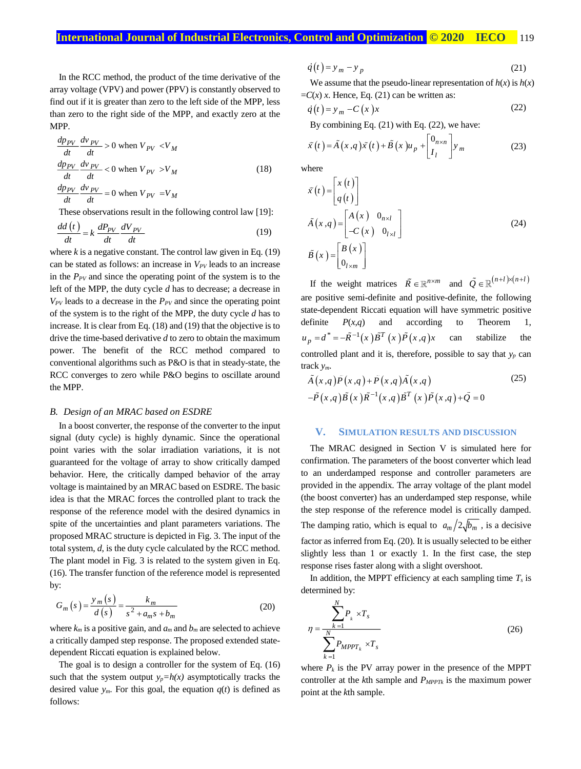In the RCC method, the product of the time derivative of the array voltage (VPV) and power (PPV) is constantly observed to find out if it is greater than zero to the left side of the MPP, less than zero to the right side of the MPP, and exactly zero at the MPP.

$$
\begin{aligned}
&\frac{dp_{PV}}{dt}\frac{dv_{PV}}{dt} > 0 \text{ when } V_{PV} < V_M \\
&\frac{dp_{PV}}{dt}\frac{dv_{PV}}{dt} < 0 \text{ when } V_{PV} > V_M \qquad (18) \\
&\frac{dp_{PV}}{dt}\frac{dv_{PV}}{dt} = 0 \text{ when } V_{PV} = V_M
\end{aligned}
$$

These observations result in the following control law [19]:

$$
\frac{dd(t)}{dt} = k\,\frac{dP_{PV}}{dt}\frac{dV_{PV}}{dt} \qquad (19)
$$

where $k$ is a negative constant. The control law given in Eq. (19) can be stated as follows: an increase in $V_{PV}$ leads to an increase in the $P_{PV}$ and since the operating point of the system is to the left of the MPP, the duty cycle $d$ has to decrease; a decrease in $V_{PV}$ leads to a decrease in the $P_{PV}$ and since the operating point of the system is to the right of the MPP, the duty cycle $d$ has to increase. It is clear from Eq. (18) and (19) that the objective is to drive the time-based derivative $d$ to zero to obtain the maximum power. The benefit of the RCC method compared to conventional algorithms such as P&O is that in steady-state, the RCC converges to zero while P&O begins to oscillate around the MPP.

### B. Design of an MRAC based on ESDRE

In a boost converter, the response of the converter to the input signal (duty cycle) is highly dynamic. Since the operational point varies with the solar irradiation variations, it is not guaranteed for the voltage of array to show critically damped behavior. Here, the critically damped behavior of the array voltage is maintained by an MRAC based on ESDRE. The basic idea is that the MRAC forces the controlled plant to track the response of the reference model with the desired dynamics in spite of the uncertainties and plant parameters variations. The proposed MRAC structure is depicted in Fig. 3. The input of the total system, $d$, is the duty cycle calculated by the RCC method. The plant model in Fig. 3 is related to the system given in Eq. (16). The transfer function of the reference model is represented by:

$$
G_m(s) = \frac{y_m(s)}{d(s)} = \frac{k_m}{s^2 + a_m s + b_m} \qquad (20)
$$

where $k_m$ is a positive gain, and $a_m$ and $b_m$ are selected to achieve a critically damped step response. The proposed extended state-dependent Riccati equation is explained below.

The goal is to design a controller for the system of Eq. (16) such that the system output $y_p=h(x)$ asymptotically tracks the desired value $y_m$. For this goal, the equation $q(t)$ is defined as follows:

$$
\dot{q}(t) = y_m - y_p \qquad (21)
$$

We assume that the pseudo-linear representation of $h(x)$ is $h(x) = C(x)\,x$. Hence, Eq. (21) can be written as:

$$
\dot{q}(t) = y_m - C(x)\,x \qquad (22)
$$

By combining Eq. (21) with Eq. (22), we have:

$$
\dot{\tilde{x}}(t) = \tilde{A}(x,q)\tilde{x}(t) + \tilde{B}(x)u_p + \begin{bmatrix} 0_{n\times n} \\ I_l \end{bmatrix} y_m \qquad (23)
$$

where

$$
\tilde{x}(t) = \begin{bmatrix} x(t) \\ q(t) \end{bmatrix}, \quad
\tilde{A}(x,q) = \begin{bmatrix} A(x) & 0_{n\times l} \\ -C(x) & 0_{l\times l} \end{bmatrix}, \quad
\tilde{B}(x) = \begin{bmatrix} B(x) \\ 0_{l\times m} \end{bmatrix} \qquad (24)
$$

If the weight matrices $\tilde{R} \in \mathbb{R}^{n\times m}$ and $\tilde{Q} \in \mathbb{R}^{(n+l)\times(n+l)}$ are positive semi-definite and positive-definite, the following state-dependent Riccati equation will have symmetric positive definite $P(x,q)$ and according to Theorem 1, $u_p = d^* = -\tilde{R}^{-1}(x)\tilde{B}^T(x)\tilde{P}(x,q)x$ can stabilize the controlled plant and it is, therefore, possible to say that $y_p$ can track $y_m$.

$$
\begin{aligned}
&\tilde{A}(x,q)\tilde{P}(x,q) + \tilde{P}(x,q)\tilde{A}(x,q) \\
&-\tilde{P}(x,q)\tilde{B}(x)\tilde{R}^{-1}(x,q)\tilde{B}^T(x)\tilde{P}(x,q) + \tilde{Q} = 0
\end{aligned} \qquad (25)
$$

## V. Simulation Results and Discussion

The MRAC designed in Section V is simulated here for confirmation. The parameters of the boost converter which lead to an underdamped response and controller parameters are provided in the appendix. The array voltage of the plant model (the boost converter) has an underdamped step response, while the step response of the reference model is critically damped. The damping ratio, which is equal to $a_m / 2\sqrt{b_m}$, is a decisive factor as inferred from Eq. (20). It is usually selected to be either slightly less than 1 or exactly 1. In the first case, the step response rises faster along with a slight overshoot.

In addition, the MPPT efficiency at each sampling time $T_s$ is determined by:

$$
\eta = \frac{\sum_{k=1}^{N} P_k \times T_s}{\sum_{k=1}^{N} P_{MPPT_k} \times T_s} \qquad (26)
$$

where $P_k$ is the PV array power in the presence of the MPPT controller at the $k$th sample and $P_{MPPTk}$ is the maximum power point at the $k$th sample.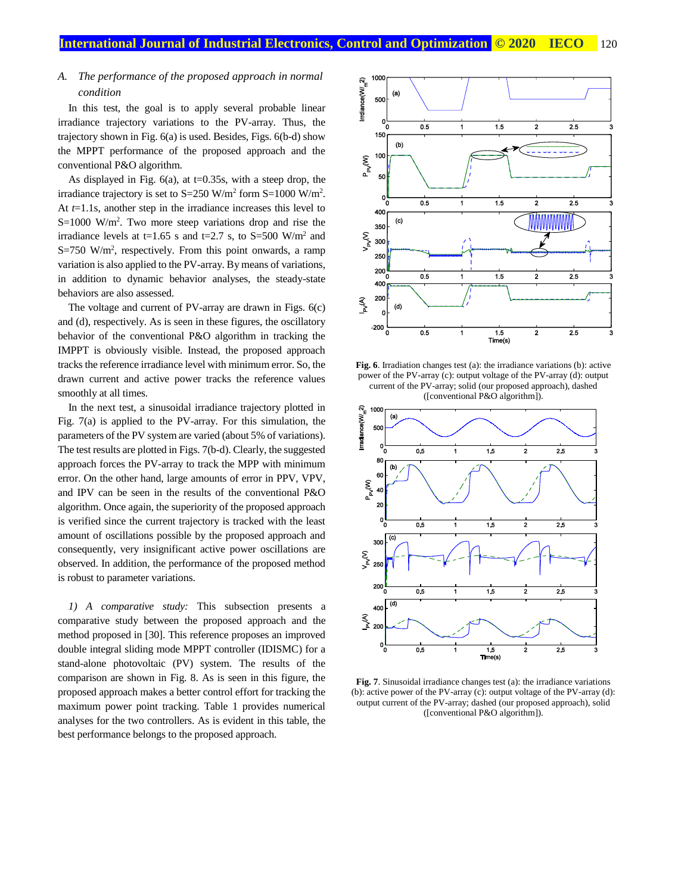### A. The performance of the proposed approach in normal condition

In this test, the goal is to apply several probable linear irradiance trajectory variations to the PV-array. Thus, the trajectory shown in Fig. 6(a) is used. Besides, Figs. 6(b-d) show the MPPT performance of the proposed approach and the conventional P&O algorithm.

As displayed in Fig. 6(a), at t=0.35s, with a steep drop, the irradiance trajectory is set to S=250 W/m$^2$ form S=1000 W/m$^2$. At *t*=1.1s, another step in the irradiance increases this level to S=1000 W/m$^2$. Two more steep variations drop and rise the irradiance levels at t=1.65 s and t=2.7 s, to S=500 W/m$^2$ and S=750 W/m$^2$, respectively. From this point onwards, a ramp variation is also applied to the PV-array. By means of variations, in addition to dynamic behavior analyses, the steady-state behaviors are also assessed.

The voltage and current of PV-array are drawn in Figs. 6(c) and (d), respectively. As is seen in these figures, the oscillatory behavior of the conventional P&O algorithm in tracking the IMPPT is obviously visible. Instead, the proposed approach tracks the reference irradiance level with minimum error. So, the drawn current and active power tracks the reference values smoothly at all times.

In the next test, a sinusoidal irradiance trajectory plotted in Fig. 7(a) is applied to the PV-array. For this simulation, the parameters of the PV system are varied (about 5% of variations). The test results are plotted in Figs. 7(b-d). Clearly, the suggested approach forces the PV-array to track the MPP with minimum error. On the other hand, large amounts of error in PPV, VPV, and IPV can be seen in the results of the conventional P&O algorithm. Once again, the superiority of the proposed approach is verified since the current trajectory is tracked with the least amount of oscillations possible by the proposed approach and consequently, very insignificant active power oscillations are observed. In addition, the performance of the proposed method is robust to parameter variations.

*1) A comparative study:* This subsection presents a comparative study between the proposed approach and the method proposed in [30]. This reference proposes an improved double integral sliding mode MPPT controller (IDISMC) for a stand-alone photovoltaic (PV) system. The results of the comparison are shown in Fig. 8. As is seen in this figure, the proposed approach makes a better control effort for tracking the maximum power point tracking. Table 1 provides numerical analyses for the two controllers. As is evident in this table, the best performance belongs to the proposed approach.

**Fig. 6**. Irradiation changes test (a): the irradiance variations (b): active power of the PV-array (c): output voltage of the PV-array (d): output current of the PV-array; solid (our proposed approach), dashed ([conventional P&O algorithm]).

**Fig. 7**. Sinusoidal irradiance changes test (a): the irradiance variations (b): active power of the PV-array (c): output voltage of the PV-array (d): output current of the PV-array; dashed (our proposed approach), solid ([conventional P&O algorithm]).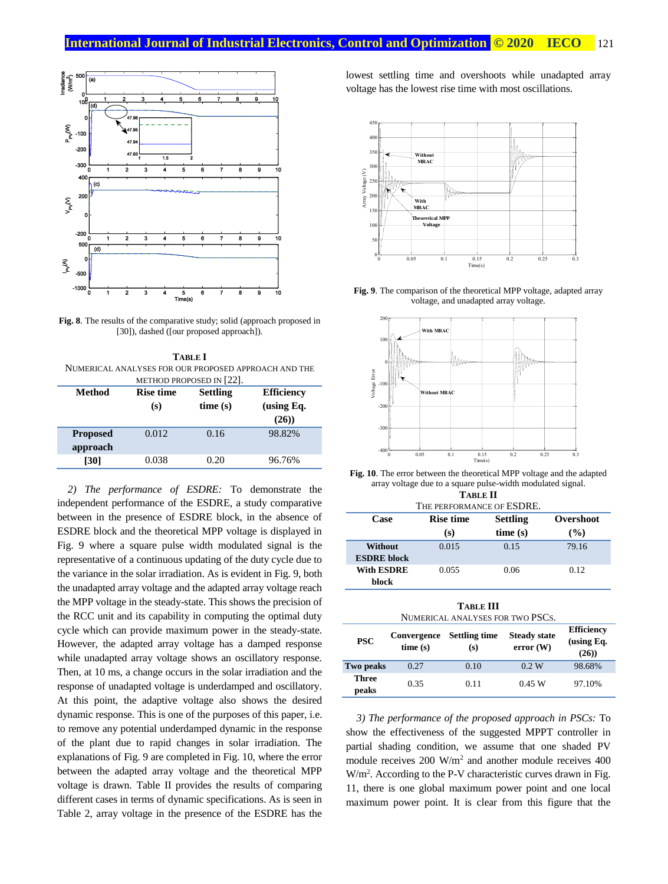Fig. 8. The results of the comparative study; solid (approach proposed in [30]), dashed ([our proposed approach]).

**TABLE I**
NUMERICAL ANALYSES FOR OUR PROPOSED APPROACH AND THE METHOD PROPOSED IN [22].

| Method | Rise time (s) | Settling time (s) | Efficiency (using Eq. (26)) |
|---|---|---|---|
| **Proposed approach** | 0.012 | 0.16 | 98.82% |
| **[30]** | 0.038 | 0.20 | 96.76% |

*2) The performance of ESDRE:* To demonstrate the independent performance of the ESDRE, a study comparative between in the presence of ESDRE block, in the absence of ESDRE block and the theoretical MPP voltage is displayed in Fig. 9 where a square pulse width modulated signal is the representative of a continuous updating of the duty cycle due to the variance in the solar irradiation. As is evident in Fig. 9, both the unadapted array voltage and the adapted array voltage reach the MPP voltage in the steady-state. This shows the precision of the RCC unit and its capability in computing the optimal duty cycle which can provide maximum power in the steady-state. However, the adapted array voltage has a damped response while unadapted array voltage shows an oscillatory response. Then, at 10 ms, a change occurs in the solar irradiation and the response of unadapted voltage is underdamped and oscillatory. At this point, the adaptive voltage also shows the desired dynamic response. This is one of the purposes of this paper, i.e. to remove any potential underdamped dynamic in the response of the plant due to rapid changes in solar irradiation. The explanations of Fig. 9 are completed in Fig. 10, where the error between the adapted array voltage and the theoretical MPP voltage is drawn. Table II provides the results of comparing different cases in terms of dynamic specifications. As is seen in Table 2, array voltage in the presence of the ESDRE has the lowest settling time and overshoots while unadapted array voltage has the lowest rise time with most oscillations.

Fig. 9. The comparison of the theoretical MPP voltage, adapted array voltage, and unadapted array voltage.

Fig. 10. The error between the theoretical MPP voltage and the adapted array voltage due to a square pulse-width modulated signal.

**TABLE II**
THE PERFORMANCE OF ESDRE.

| Case | Rise time (s) | Settling time (s) | Overshoot (%) |
|---|---|---|---|
| **Without ESDRE block** | 0.015 | 0.15 | 79.16 |
| **With ESDRE block** | 0.055 | 0.06 | 0.12 |

**TABLE III**
NUMERICAL ANALYSES FOR TWO PSCS.

| PSC | Convergence time (s) | Settling time (s) | Steady state error (W) | Efficiency (using Eq. (26)) |
|---|---|---|---|---|
| **Two peaks** | 0.27 | 0.10 | 0.2 W | 98.68% |
| **Three peaks** | 0.35 | 0.11 | 0.45 W | 97.10% |

*3) The performance of the proposed approach in PSCs:* To show the effectiveness of the suggested MPPT controller in partial shading condition, we assume that one shaded PV module receives 200 W/m$^2$ and another module receives 400 W/m$^2$. According to the P-V characteristic curves drawn in Fig. 11, there is one global maximum power point and one local maximum power point. It is clear from this figure that the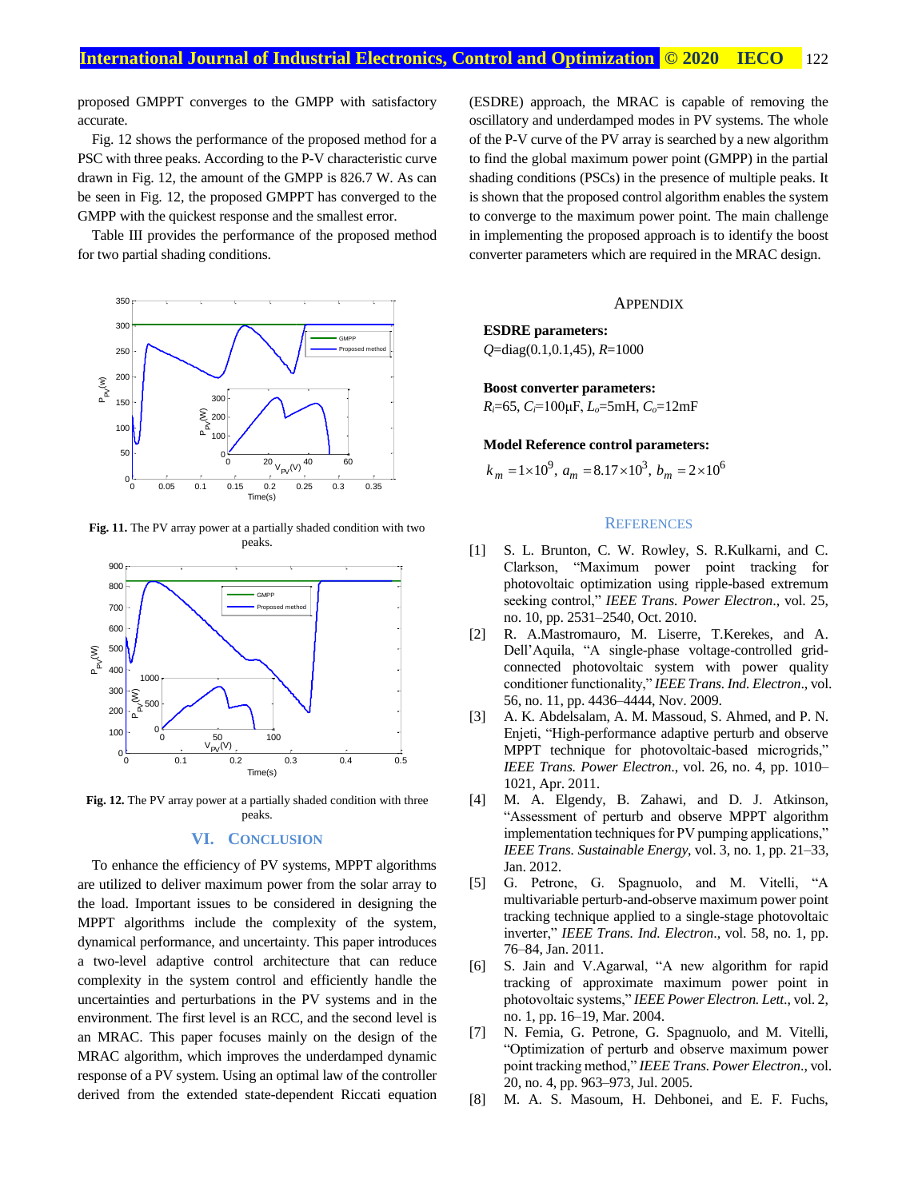proposed GMPPT converges to the GMPP with satisfactory accurate.

Fig. 12 shows the performance of the proposed method for a PSC with three peaks. According to the P-V characteristic curve drawn in Fig. 12, the amount of the GMPP is 826.7 W. As can be seen in Fig. 12, the proposed GMPPT has converged to the GMPP with the quickest response and the smallest error.

Table III provides the performance of the proposed method for two partial shading conditions.

**Fig. 11.** The PV array power at a partially shaded condition with two peaks.

**Fig. 12.** The PV array power at a partially shaded condition with three peaks.

## VI. Conclusion

To enhance the efficiency of PV systems, MPPT algorithms are utilized to deliver maximum power from the solar array to the load. Important issues to be considered in designing the MPPT algorithms include the complexity of the system, dynamical performance, and uncertainty. This paper introduces a two-level adaptive control architecture that can reduce complexity in the system control and efficiently handle the uncertainties and perturbations in the PV systems and in the environment. The first level is an RCC, and the second level is an MRAC. This paper focuses mainly on the design of the MRAC algorithm, which improves the underdamped dynamic response of a PV system. Using an optimal law of the controller derived from the extended state-dependent Riccati equation (ESDRE) approach, the MRAC is capable of removing the oscillatory and underdamped modes in PV systems. The whole of the P-V curve of the PV array is searched by a new algorithm to find the global maximum power point (GMPP) in the partial shading conditions (PSCs) in the presence of multiple peaks. It is shown that the proposed control algorithm enables the system to converge to the maximum power point. The main challenge in implementing the proposed approach is to identify the boost converter parameters which are required in the MRAC design.

## Appendix

**ESDRE parameters:**
$Q$=diag(0.1,0.1,45), $R$=1000

**Boost converter parameters:**
$R_l$=65, $C_i$=100μF, $L_o$=5mH, $C_o$=12mF

**Model Reference control parameters:**
$k_m = 1\times10^9$, $a_m = 8.17\times10^3$, $b_m = 2\times10^6$

## References

[1] S. L. Brunton, C. W. Rowley, S. R.Kulkarni, and C. Clarkson, "Maximum power point tracking for photovoltaic optimization using ripple-based extremum seeking control," *IEEE Trans. Power Electron*., vol. 25, no. 10, pp. 2531–2540, Oct. 2010.

[2] R. A.Mastromauro, M. Liserre, T.Kerekes, and A. Dell'Aquila, "A single-phase voltage-controlled grid-connected photovoltaic system with power quality conditioner functionality," *IEEE Trans. Ind. Electron*., vol. 56, no. 11, pp. 4436–4444, Nov. 2009.

[3] A. K. Abdelsalam, A. M. Massoud, S. Ahmed, and P. N. Enjeti, "High-performance adaptive perturb and observe MPPT technique for photovoltaic-based microgrids," *IEEE Trans. Power Electron*., vol. 26, no. 4, pp. 1010–1021, Apr. 2011.

[4] M. A. Elgendy, B. Zahawi, and D. J. Atkinson, "Assessment of perturb and observe MPPT algorithm implementation techniques for PV pumping applications," *IEEE Trans. Sustainable Energy*, vol. 3, no. 1, pp. 21–33, Jan. 2012.

[5] G. Petrone, G. Spagnuolo, and M. Vitelli, "A multivariable perturb-and-observe maximum power point tracking technique applied to a single-stage photovoltaic inverter," *IEEE Trans. Ind. Electron*., vol. 58, no. 1, pp. 76–84, Jan. 2011.

[6] S. Jain and V.Agarwal, "A new algorithm for rapid tracking of approximate maximum power point in photovoltaic systems," *IEEE Power Electron. Lett*., vol. 2, no. 1, pp. 16–19, Mar. 2004.

[7] N. Femia, G. Petrone, G. Spagnuolo, and M. Vitelli, "Optimization of perturb and observe maximum power point tracking method," *IEEE Trans. Power Electron*., vol. 20, no. 4, pp. 963–973, Jul. 2005.

[8] M. A. S. Masoum, H. Dehbonei, and E. F. Fuchs,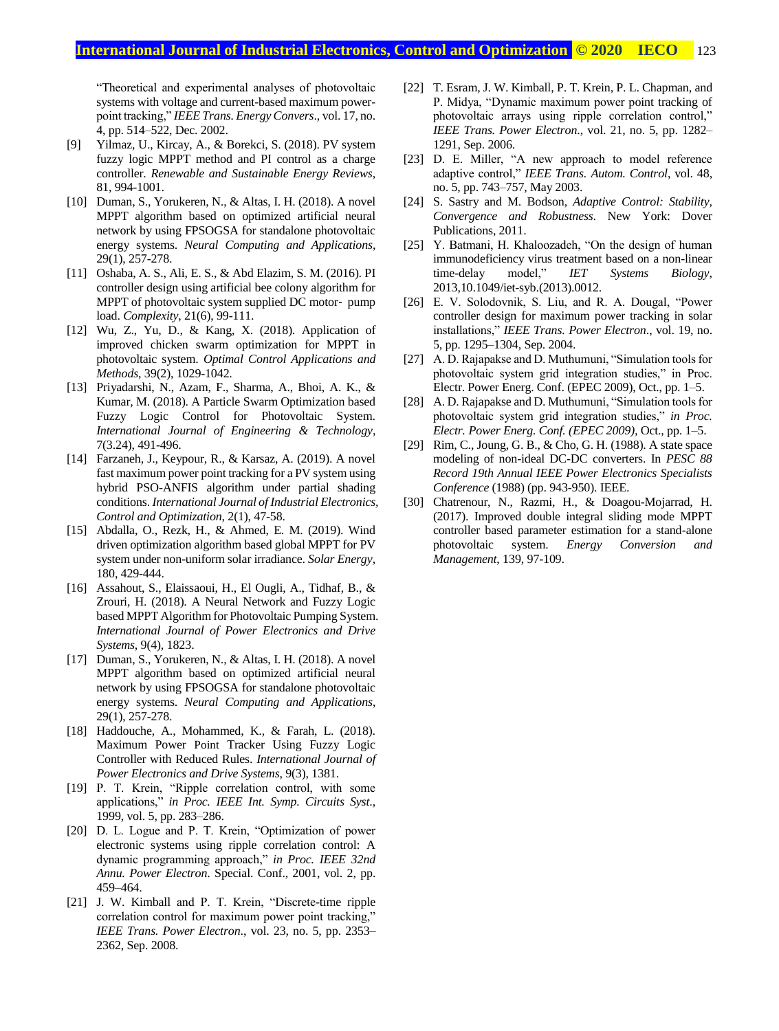"Theoretical and experimental analyses of photovoltaic systems with voltage and current-based maximum power-point tracking," *IEEE Trans. Energy Convers*., vol. 17, no. 4, pp. 514–522, Dec. 2002.

[9] Yilmaz, U., Kircay, A., & Borekci, S. (2018). PV system fuzzy logic MPPT method and PI control as a charge controller. *Renewable and Sustainable Energy Reviews*, 81, 994-1001.

[10] Duman, S., Yorukeren, N., & Altas, I. H. (2018). A novel MPPT algorithm based on optimized artificial neural network by using FPSOGSA for standalone photovoltaic energy systems. *Neural Computing and Applications*, 29(1), 257-278.

[11] Oshaba, A. S., Ali, E. S., & Abd Elazim, S. M. (2016). PI controller design using artificial bee colony algorithm for MPPT of photovoltaic system supplied DC motor- pump load. *Complexity*, 21(6), 99-111.

[12] Wu, Z., Yu, D., & Kang, X. (2018). Application of improved chicken swarm optimization for MPPT in photovoltaic system. *Optimal Control Applications and Methods*, 39(2), 1029-1042.

[13] Priyadarshi, N., Azam, F., Sharma, A., Bhoi, A. K., & Kumar, M. (2018). A Particle Swarm Optimization based Fuzzy Logic Control for Photovoltaic System. *International Journal of Engineering & Technology*, 7(3.24), 491-496.

[14] Farzaneh, J., Keypour, R., & Karsaz, A. (2019). A novel fast maximum power point tracking for a PV system using hybrid PSO-ANFIS algorithm under partial shading conditions. *International Journal of Industrial Electronics, Control and Optimization*, 2(1), 47-58.

[15] Abdalla, O., Rezk, H., & Ahmed, E. M. (2019). Wind driven optimization algorithm based global MPPT for PV system under non-uniform solar irradiance. *Solar Energy*, 180, 429-444.

[16] Assahout, S., Elaissaoui, H., El Ougli, A., Tidhaf, B., & Zrouri, H. (2018). A Neural Network and Fuzzy Logic based MPPT Algorithm for Photovoltaic Pumping System. *International Journal of Power Electronics and Drive Systems*, 9(4), 1823.

[17] Duman, S., Yorukeren, N., & Altas, I. H. (2018). A novel MPPT algorithm based on optimized artificial neural network by using FPSOGSA for standalone photovoltaic energy systems. *Neural Computing and Applications*, 29(1), 257-278.

[18] Haddouche, A., Mohammed, K., & Farah, L. (2018). Maximum Power Point Tracker Using Fuzzy Logic Controller with Reduced Rules. *International Journal of Power Electronics and Drive Systems*, 9(3), 1381.

[19] P. T. Krein, "Ripple correlation control, with some applications," *in Proc. IEEE Int. Symp. Circuits Syst*., 1999, vol. 5, pp. 283–286.

[20] D. L. Logue and P. T. Krein, "Optimization of power electronic systems using ripple correlation control: A dynamic programming approach," *in Proc. IEEE 32nd Annu. Power Electron*. Special. Conf., 2001, vol. 2, pp. 459–464.

[21] J. W. Kimball and P. T. Krein, "Discrete-time ripple correlation control for maximum power point tracking," *IEEE Trans. Power Electron*., vol. 23, no. 5, pp. 2353–2362, Sep. 2008.

[22] T. Esram, J. W. Kimball, P. T. Krein, P. L. Chapman, and P. Midya, "Dynamic maximum power point tracking of photovoltaic arrays using ripple correlation control," *IEEE Trans. Power Electron*., vol. 21, no. 5, pp. 1282–1291, Sep. 2006.

[23] D. E. Miller, "A new approach to model reference adaptive control," *IEEE Trans. Autom. Control*, vol. 48, no. 5, pp. 743–757, May 2003.

[24] S. Sastry and M. Bodson, *Adaptive Control: Stability, Convergence and Robustness*. New York: Dover Publications, 2011.

[25] Y. Batmani, H. Khaloozadeh, "On the design of human immunodeficiency virus treatment based on a non-linear time-delay model," *IET Systems Biology*, 2013,10.1049/iet-syb.(2013).0012.

[26] E. V. Solodovnik, S. Liu, and R. A. Dougal, "Power controller design for maximum power tracking in solar installations," *IEEE Trans. Power Electron*., vol. 19, no. 5, pp. 1295–1304, Sep. 2004.

[27] A. D. Rajapakse and D. Muthumuni, "Simulation tools for photovoltaic system grid integration studies," in Proc. Electr. Power Energ. Conf. (EPEC 2009), Oct., pp. 1–5.

[28] A. D. Rajapakse and D. Muthumuni, "Simulation tools for photovoltaic system grid integration studies," *in Proc. Electr. Power Energ. Conf. (EPEC 2009)*, Oct., pp. 1–5.

[29] Rim, C., Joung, G. B., & Cho, G. H. (1988). A state space modeling of non-ideal DC-DC converters. In *PESC 88 Record 19th Annual IEEE Power Electronics Specialists Conference* (1988) (pp. 943-950). IEEE.

[30] Chatrenour, N., Razmi, H., & Doagou-Mojarrad, H. (2017). Improved double integral sliding mode MPPT controller based parameter estimation for a stand-alone photovoltaic system. *Energy Conversion and Management*, 139, 97-109.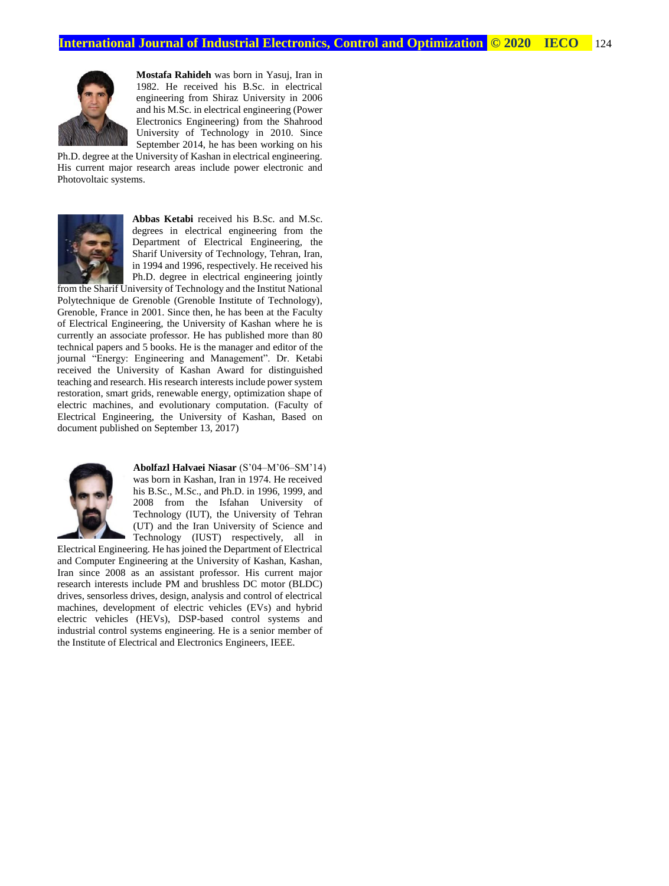**Mostafa Rahideh** was born in Yasuj, Iran in 1982. He received his B.Sc. in electrical engineering from Shiraz University in 2006 and his M.Sc. in electrical engineering (Power Electronics Engineering) from the Shahrood University of Technology in 2010. Since September 2014, he has been working on his Ph.D. degree at the University of Kashan in electrical engineering. His current major research areas include power electronic and Photovoltaic systems.

**Abbas Ketabi** received his B.Sc. and M.Sc. degrees in electrical engineering from the Department of Electrical Engineering, the Sharif University of Technology, Tehran, Iran, in 1994 and 1996, respectively. He received his Ph.D. degree in electrical engineering jointly from the Sharif University of Technology and the Institut National Polytechnique de Grenoble (Grenoble Institute of Technology), Grenoble, France in 2001. Since then, he has been at the Faculty of Electrical Engineering, the University of Kashan where he is currently an associate professor. He has published more than 80 technical papers and 5 books. He is the manager and editor of the journal "Energy: Engineering and Management". Dr. Ketabi received the University of Kashan Award for distinguished teaching and research. His research interests include power system restoration, smart grids, renewable energy, optimization shape of electric machines, and evolutionary computation. (Faculty of Electrical Engineering, the University of Kashan, Based on document published on September 13, 2017)

**Abolfazl Halvaei Niasar** (S'04–M'06–SM'14) was born in Kashan, Iran in 1974. He received his B.Sc., M.Sc., and Ph.D. in 1996, 1999, and 2008 from the Isfahan University of Technology (IUT), the University of Tehran (UT) and the Iran University of Science and Technology (IUST) respectively, all in Electrical Engineering. He has joined the Department of Electrical and Computer Engineering at the University of Kashan, Kashan, Iran since 2008 as an assistant professor. His current major research interests include PM and brushless DC motor (BLDC) drives, sensorless drives, design, analysis and control of electrical machines, development of electric vehicles (EVs) and hybrid electric vehicles (HEVs), DSP-based control systems and industrial control systems engineering. He is a senior member of the Institute of Electrical and Electronics Engineers, IEEE.